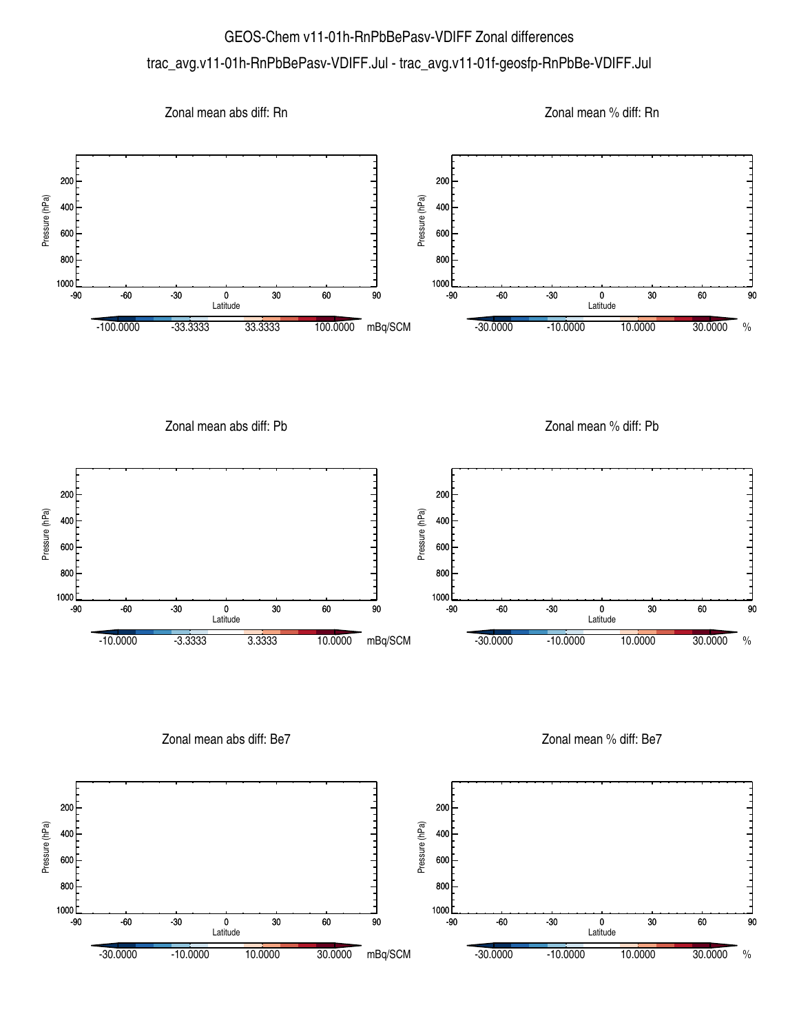# GEOS-Chem v11-01h-RnPbBePasv-VDIFF Zonal differences

trac_avg.v11-01h-RnPbBePasv-VDIFF.Jul - trac_avg.v11-01f-geosfp-RnPbBe-VDIFF.Jul

### Zonal mean abs diff: Rn

Pressure (hPa): 200, 400, 600, 800, 1000

Latitude: -90, -60, -30, 0, 30, 60, 90

-100.0000 -33.3333 33.3333 100.0000 mBq/SCM

### Zonal mean % diff: Rn

Pressure (hPa): 200, 400, 600, 800, 1000

Latitude: -90, -60, -30, 0, 30, 60, 90

-30.0000 -10.0000 10.0000 30.0000 %

### Zonal mean abs diff: Pb

Pressure (hPa): 200, 400, 600, 800, 1000

Latitude: -90, -60, -30, 0, 30, 60, 90

-10.0000 -3.3333 3.3333 10.0000 mBq/SCM

### Zonal mean % diff: Pb

Pressure (hPa): 200, 400, 600, 800, 1000

Latitude: -90, -60, -30, 0, 30, 60, 90

-30.0000 -10.0000 10.0000 30.0000 %

### Zonal mean abs diff: Be7

Pressure (hPa): 200, 400, 600, 800, 1000

Latitude: -90, -60, -30, 0, 30, 60, 90

-30.0000 -10.0000 10.0000 30.0000 mBq/SCM

### Zonal mean % diff: Be7

Pressure (hPa): 200, 400, 600, 800, 1000

Latitude: -90, -60, -30, 0, 30, 60, 90

-30.0000 -10.0000 10.0000 30.0000 %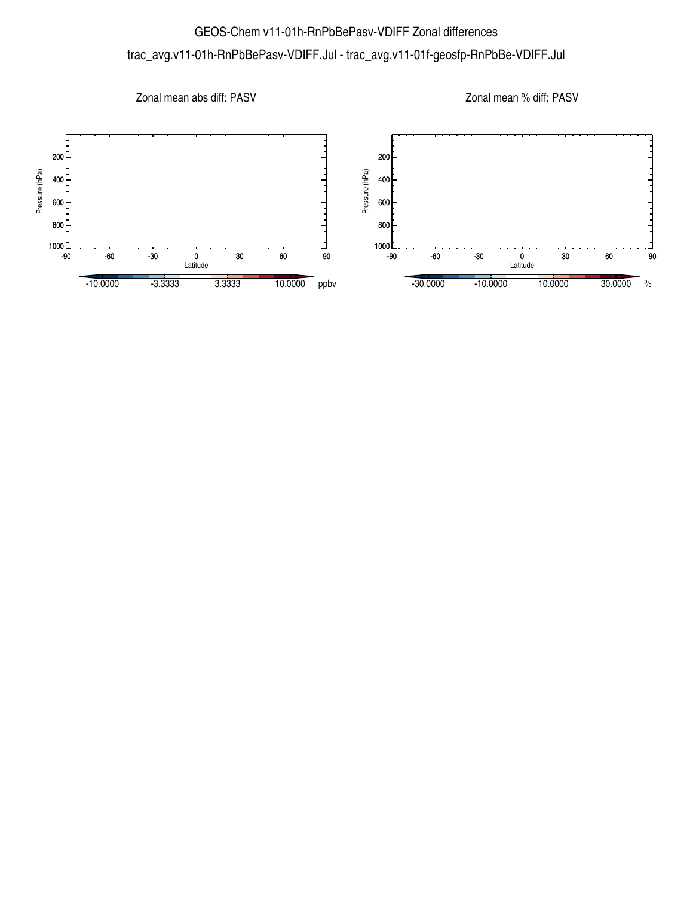GEOS-Chem v11-01h-RnPbBePasv-VDIFF Zonal differences

trac_avg.v11-01h-RnPbBePasv-VDIFF.Jul - trac_avg.v11-01f-geosfp-RnPbBe-VDIFF.Jul

Zonal mean abs diff: PASV

Pressure (hPa)

200
400
600
800
1000

-90 -60 -30 0 30 60 90

Latitude

-10.0000 -3.3333 3.3333 10.0000 ppbv

Zonal mean % diff: PASV

Pressure (hPa)

200
400
600
800
1000

-90 -60 -30 0 30 60 90

Latitude

-30.0000 -10.0000 10.0000 30.0000 %